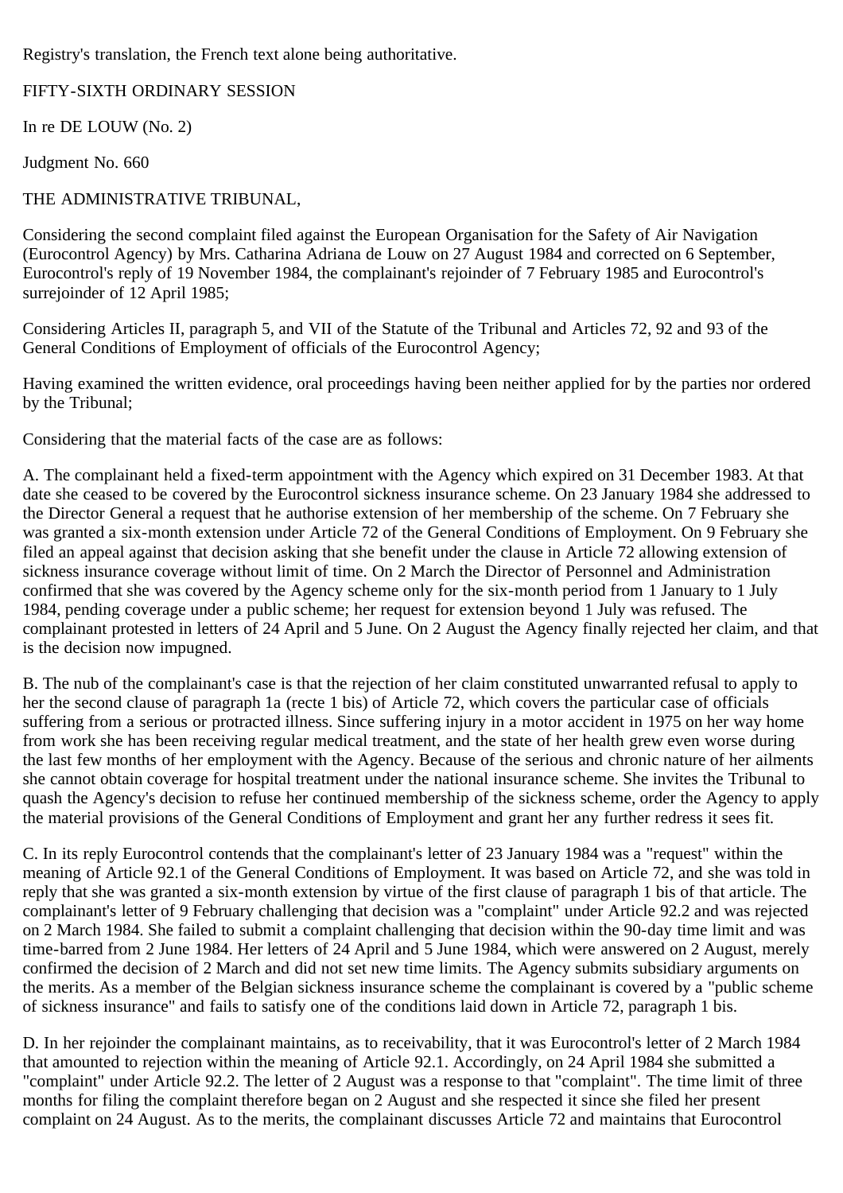Registry's translation, the French text alone being authoritative.

FIFTY-SIXTH ORDINARY SESSION

In re DE LOUW (No. 2)

Judgment No. 660

THE ADMINISTRATIVE TRIBUNAL,

Considering the second complaint filed against the European Organisation for the Safety of Air Navigation (Eurocontrol Agency) by Mrs. Catharina Adriana de Louw on 27 August 1984 and corrected on 6 September, Eurocontrol's reply of 19 November 1984, the complainant's rejoinder of 7 February 1985 and Eurocontrol's surrejoinder of 12 April 1985;

Considering Articles II, paragraph 5, and VII of the Statute of the Tribunal and Articles 72, 92 and 93 of the General Conditions of Employment of officials of the Eurocontrol Agency;

Having examined the written evidence, oral proceedings having been neither applied for by the parties nor ordered by the Tribunal;

Considering that the material facts of the case are as follows:

A. The complainant held a fixed-term appointment with the Agency which expired on 31 December 1983. At that date she ceased to be covered by the Eurocontrol sickness insurance scheme. On 23 January 1984 she addressed to the Director General a request that he authorise extension of her membership of the scheme. On 7 February she was granted a six-month extension under Article 72 of the General Conditions of Employment. On 9 February she filed an appeal against that decision asking that she benefit under the clause in Article 72 allowing extension of sickness insurance coverage without limit of time. On 2 March the Director of Personnel and Administration confirmed that she was covered by the Agency scheme only for the six-month period from 1 January to 1 July 1984, pending coverage under a public scheme; her request for extension beyond 1 July was refused. The complainant protested in letters of 24 April and 5 June. On 2 August the Agency finally rejected her claim, and that is the decision now impugned.

B. The nub of the complainant's case is that the rejection of her claim constituted unwarranted refusal to apply to her the second clause of paragraph 1a (recte 1 bis) of Article 72, which covers the particular case of officials suffering from a serious or protracted illness. Since suffering injury in a motor accident in 1975 on her way home from work she has been receiving regular medical treatment, and the state of her health grew even worse during the last few months of her employment with the Agency. Because of the serious and chronic nature of her ailments she cannot obtain coverage for hospital treatment under the national insurance scheme. She invites the Tribunal to quash the Agency's decision to refuse her continued membership of the sickness scheme, order the Agency to apply the material provisions of the General Conditions of Employment and grant her any further redress it sees fit.

C. In its reply Eurocontrol contends that the complainant's letter of 23 January 1984 was a "request" within the meaning of Article 92.1 of the General Conditions of Employment. It was based on Article 72, and she was told in reply that she was granted a six-month extension by virtue of the first clause of paragraph 1 bis of that article. The complainant's letter of 9 February challenging that decision was a "complaint" under Article 92.2 and was rejected on 2 March 1984. She failed to submit a complaint challenging that decision within the 90-day time limit and was time-barred from 2 June 1984. Her letters of 24 April and 5 June 1984, which were answered on 2 August, merely confirmed the decision of 2 March and did not set new time limits. The Agency submits subsidiary arguments on the merits. As a member of the Belgian sickness insurance scheme the complainant is covered by a "public scheme of sickness insurance" and fails to satisfy one of the conditions laid down in Article 72, paragraph 1 bis.

D. In her rejoinder the complainant maintains, as to receivability, that it was Eurocontrol's letter of 2 March 1984 that amounted to rejection within the meaning of Article 92.1. Accordingly, on 24 April 1984 she submitted a "complaint" under Article 92.2. The letter of 2 August was a response to that "complaint". The time limit of three months for filing the complaint therefore began on 2 August and she respected it since she filed her present complaint on 24 August. As to the merits, the complainant discusses Article 72 and maintains that Eurocontrol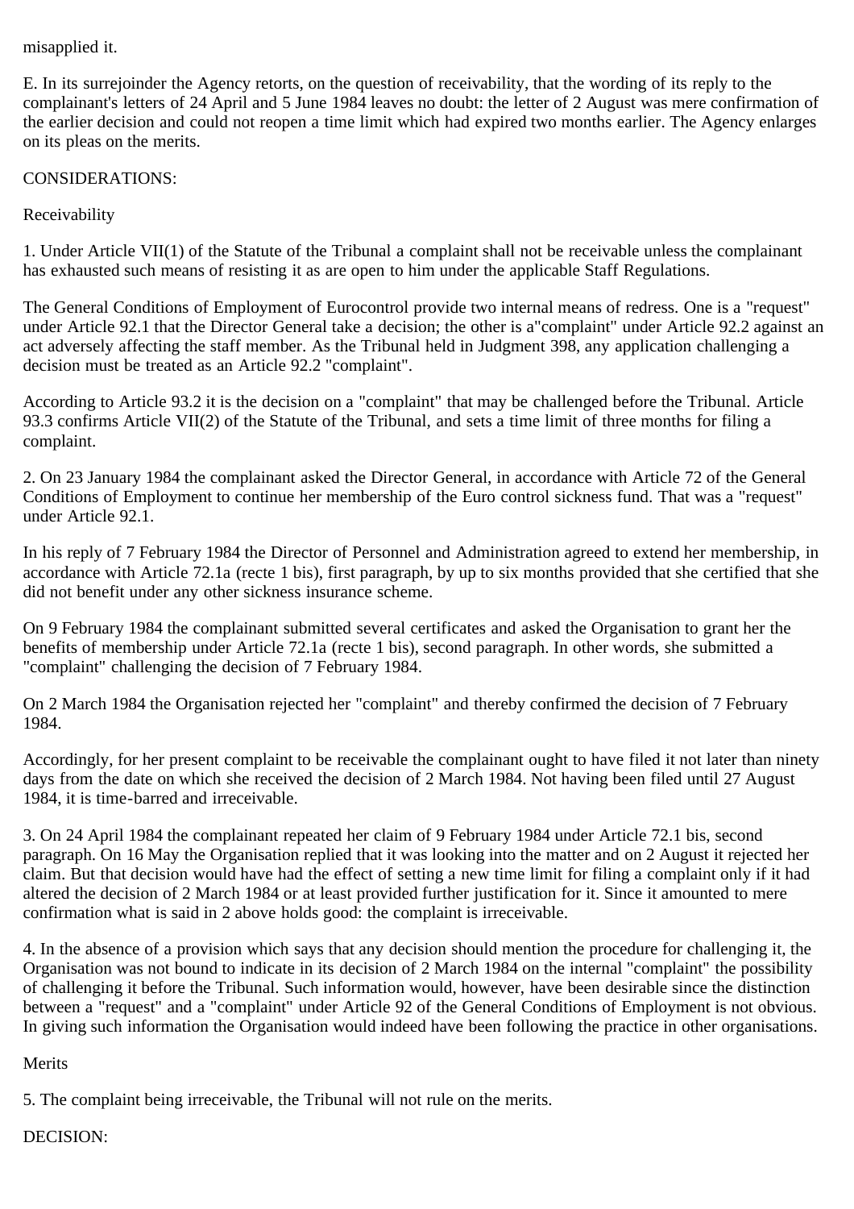misapplied it.

E. In its surrejoinder the Agency retorts, on the question of receivability, that the wording of its reply to the complainant's letters of 24 April and 5 June 1984 leaves no doubt: the letter of 2 August was mere confirmation of the earlier decision and could not reopen a time limit which had expired two months earlier. The Agency enlarges on its pleas on the merits.

CONSIDERATIONS:

Receivability

1. Under Article VII(1) of the Statute of the Tribunal a complaint shall not be receivable unless the complainant has exhausted such means of resisting it as are open to him under the applicable Staff Regulations.

The General Conditions of Employment of Eurocontrol provide two internal means of redress. One is a "request" under Article 92.1 that the Director General take a decision; the other is a"complaint" under Article 92.2 against an act adversely affecting the staff member. As the Tribunal held in Judgment 398, any application challenging a decision must be treated as an Article 92.2 "complaint".

According to Article 93.2 it is the decision on a "complaint" that may be challenged before the Tribunal. Article 93.3 confirms Article VII(2) of the Statute of the Tribunal, and sets a time limit of three months for filing a complaint.

2. On 23 January 1984 the complainant asked the Director General, in accordance with Article 72 of the General Conditions of Employment to continue her membership of the Euro control sickness fund. That was a "request" under Article 92.1.

In his reply of 7 February 1984 the Director of Personnel and Administration agreed to extend her membership, in accordance with Article 72.1a (recte 1 bis), first paragraph, by up to six months provided that she certified that she did not benefit under any other sickness insurance scheme.

On 9 February 1984 the complainant submitted several certificates and asked the Organisation to grant her the benefits of membership under Article 72.1a (recte 1 bis), second paragraph. In other words, she submitted a "complaint" challenging the decision of 7 February 1984.

On 2 March 1984 the Organisation rejected her "complaint" and thereby confirmed the decision of 7 February 1984.

Accordingly, for her present complaint to be receivable the complainant ought to have filed it not later than ninety days from the date on which she received the decision of 2 March 1984. Not having been filed until 27 August 1984, it is time-barred and irreceivable.

3. On 24 April 1984 the complainant repeated her claim of 9 February 1984 under Article 72.1 bis, second paragraph. On 16 May the Organisation replied that it was looking into the matter and on 2 August it rejected her claim. But that decision would have had the effect of setting a new time limit for filing a complaint only if it had altered the decision of 2 March 1984 or at least provided further justification for it. Since it amounted to mere confirmation what is said in 2 above holds good: the complaint is irreceivable.

4. In the absence of a provision which says that any decision should mention the procedure for challenging it, the Organisation was not bound to indicate in its decision of 2 March 1984 on the internal "complaint" the possibility of challenging it before the Tribunal. Such information would, however, have been desirable since the distinction between a "request" and a "complaint" under Article 92 of the General Conditions of Employment is not obvious. In giving such information the Organisation would indeed have been following the practice in other organisations.

Merits

5. The complaint being irreceivable, the Tribunal will not rule on the merits.

DECISION: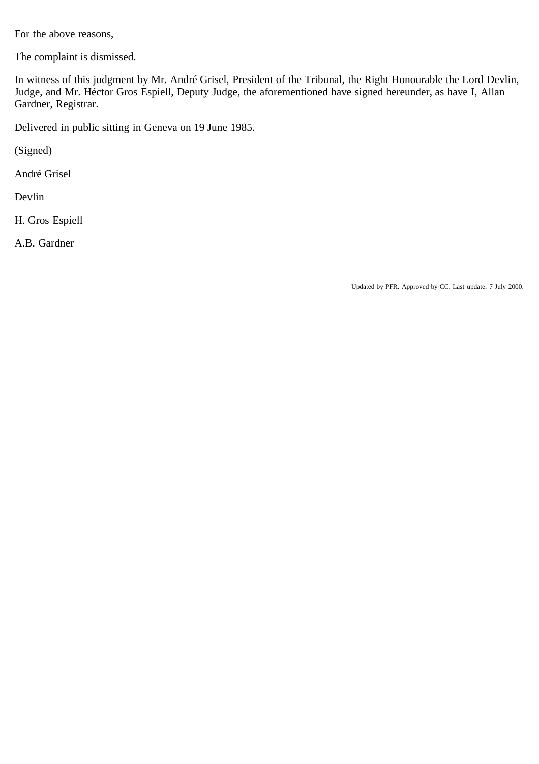For the above reasons,

The complaint is dismissed.

In witness of this judgment by Mr. André Grisel, President of the Tribunal, the Right Honourable the Lord Devlin, Judge, and Mr. Héctor Gros Espiell, Deputy Judge, the aforementioned have signed hereunder, as have I, Allan Gardner, Registrar.

Delivered in public sitting in Geneva on 19 June 1985.

(Signed)

André Grisel

Devlin

H. Gros Espiell

A.B. Gardner

Updated by PFR. Approved by CC. Last update: 7 July 2000.